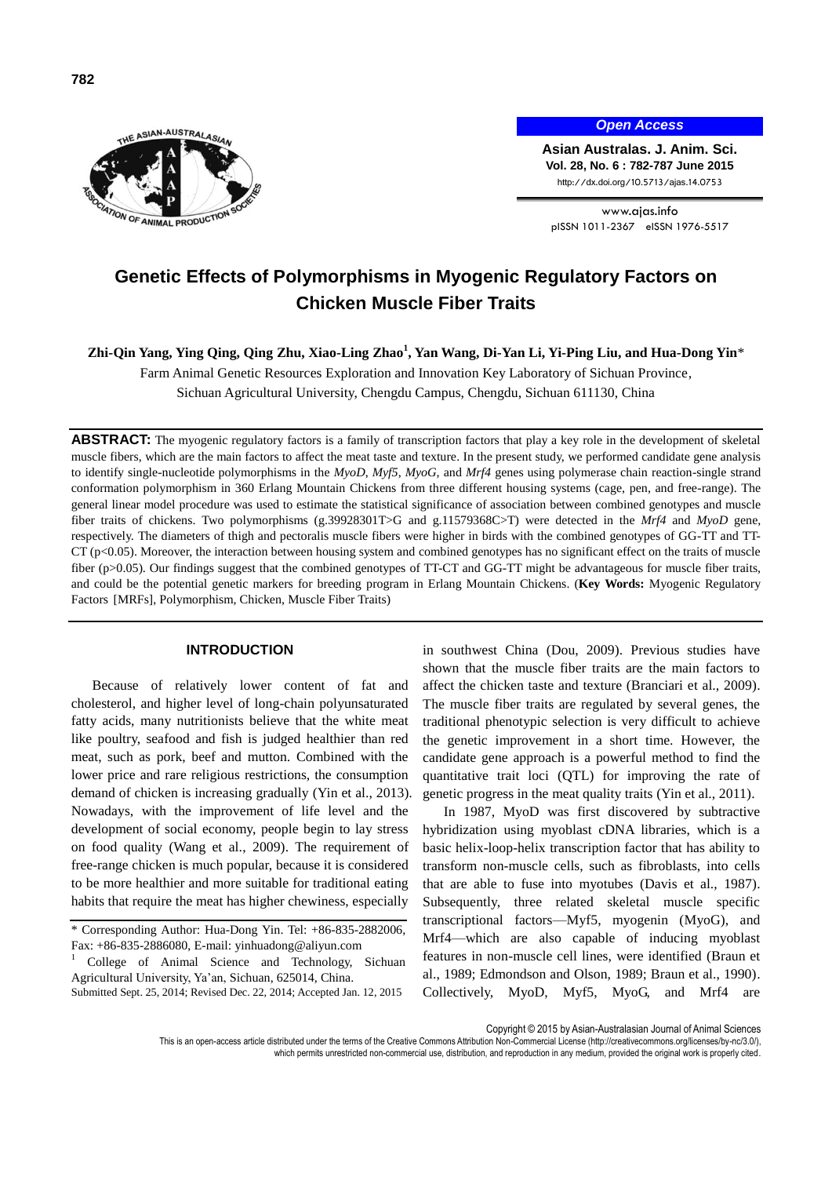# Genetic Effects of Polymorphisms in Myogenic Regulatory Factors on Chicken Muscle Fiber Traits

**Zhi-Qin Yang, Ying Qing, Qing Zhu, Xiao-Ling Zhao[1], Yan Wang, Di-Yan Li, Yi-Ping Liu, and Hua-Dong Yin***

Farm Animal Genetic Resources Exploration and Innovation Key Laboratory of Sichuan Province, Sichuan Agricultural University, Chengdu Campus, Chengdu, Sichuan 611130, China

**ABSTRACT:** The myogenic regulatory factors is a family of transcription factors that play a key role in the development of skeletal muscle fibers, which are the main factors to affect the meat taste and texture. In the present study, we performed candidate gene analysis to identify single-nucleotide polymorphisms in the *MyoD*, *Myf5*, *MyoG*, and *Mrf4* genes using polymerase chain reaction-single strand conformation polymorphism in 360 Erlang Mountain Chickens from three different housing systems (cage, pen, and free-range). The general linear model procedure was used to estimate the statistical significance of association between combined genotypes and muscle fiber traits of chickens. Two polymorphisms (g.39928301T>G and g.11579368C>T) were detected in the *Mrf4* and *MyoD* gene, respectively. The diameters of thigh and pectoralis muscle fibers were higher in birds with the combined genotypes of GG-TT and TT-CT ($p<0.05$). Moreover, the interaction between housing system and combined genotypes has no significant effect on the traits of muscle fiber ($p>0.05$). Our findings suggest that the combined genotypes of TT-CT and GG-TT might be advantageous for muscle fiber traits, and could be the potential genetic markers for breeding program in Erlang Mountain Chickens. (**Key Words:** Myogenic Regulatory Factors [MRFs], Polymorphism, Chicken, Muscle Fiber Traits)

## INTRODUCTION

Because of relatively lower content of fat and cholesterol, and higher level of long-chain polyunsaturated fatty acids, many nutritionists believe that the white meat like poultry, seafood and fish is judged healthier than red meat, such as pork, beef and mutton. Combined with the lower price and rare religious restrictions, the consumption demand of chicken is increasing gradually (Yin et al., 2013). Nowadays, with the improvement of life level and the development of social economy, people begin to lay stress on food quality (Wang et al., 2009). The requirement of free-range chicken is much popular, because it is considered to be more healthier and more suitable for traditional eating habits that require the meat has higher chewiness, especially in southwest China (Dou, 2009). Previous studies have shown that the muscle fiber traits are the main factors to affect the chicken taste and texture (Branciari et al., 2009). The muscle fiber traits are regulated by several genes, the traditional phenotypic selection is very difficult to achieve the genetic improvement in a short time. However, the candidate gene approach is a powerful method to find the quantitative trait loci (QTL) for improving the rate of genetic progress in the meat quality traits (Yin et al., 2011).

In 1987, MyoD was first discovered by subtractive hybridization using myoblast cDNA libraries, which is a basic helix-loop-helix transcription factor that has ability to transform non-muscle cells, such as fibroblasts, into cells that are able to fuse into myotubes (Davis et al., 1987). Subsequently, three related skeletal muscle specific transcriptional factors—Myf5, myogenin (MyoG), and Mrf4—which are also capable of inducing myoblast features in non-muscle cell lines, were identified (Braun et al., 1989; Edmondson and Olson, 1989; Braun et al., 1990). Collectively, MyoD, Myf5, MyoG, and Mrf4 are

---

* Corresponding Author: Hua-Dong Yin. Tel: +86-835-2882006, Fax: +86-835-2886080, E-mail: yinhuadong@aliyun.com

[1] College of Animal Science and Technology, Sichuan Agricultural University, Ya'an, Sichuan, 625014, China.

Submitted Sept. 25, 2014; Revised Dec. 22, 2014; Accepted Jan. 12, 2015

Copyright © 2015 by Asian-Australasian Journal of Animal Sciences

This is an open-access article distributed under the terms of the Creative Commons Attribution Non-Commercial License (http://creativecommons.org/licenses/by-nc/3.0/), which permits unrestricted non-commercial use, distribution, and reproduction in any medium, provided the original work is properly cited.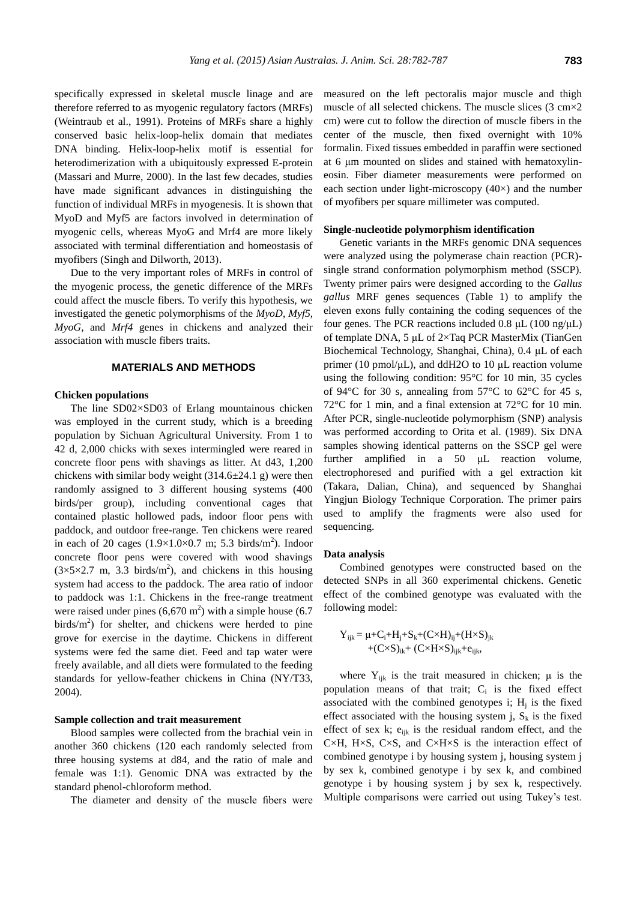specifically expressed in skeletal muscle linage and are therefore referred to as myogenic regulatory factors (MRFs) (Weintraub et al., 1991). Proteins of MRFs share a highly conserved basic helix-loop-helix domain that mediates DNA binding. Helix-loop-helix motif is essential for heterodimerization with a ubiquitously expressed E-protein (Massari and Murre, 2000). In the last few decades, studies have made significant advances in distinguishing the function of individual MRFs in myogenesis. It is shown that MyoD and Myf5 are factors involved in determination of myogenic cells, whereas MyoG and Mrf4 are more likely associated with terminal differentiation and homeostasis of myofibers (Singh and Dilworth, 2013).

Due to the very important roles of MRFs in control of the myogenic process, the genetic difference of the MRFs could affect the muscle fibers. To verify this hypothesis, we investigated the genetic polymorphisms of the *MyoD*, *Myf5*, *MyoG*, and *Mrf4* genes in chickens and analyzed their association with muscle fibers traits.

## MATERIALS AND METHODS

### Chicken populations

The line SD02×SD03 of Erlang mountainous chicken was employed in the current study, which is a breeding population by Sichuan Agricultural University. From 1 to 42 d, 2,000 chicks with sexes intermingled were reared in concrete floor pens with shavings as litter. At d43, 1,200 chickens with similar body weight (314.6±24.1 g) were then randomly assigned to 3 different housing systems (400 birds/per group), including conventional cages that contained plastic hollowed pads, indoor floor pens with paddock, and outdoor free-range. Ten chickens were reared in each of 20 cages (1.9×1.0×0.7 m; 5.3 birds/$m^2$). Indoor concrete floor pens were covered with wood shavings (3×5×2.7 m, 3.3 birds/$m^2$), and chickens in this housing system had access to the paddock. The area ratio of indoor to paddock was 1:1. Chickens in the free-range treatment were raised under pines (6,670 $m^2$) with a simple house (6.7 birds/$m^2$) for shelter, and chickens were herded to pine grove for exercise in the daytime. Chickens in different systems were fed the same diet. Feed and tap water were freely available, and all diets were formulated to the feeding standards for yellow-feather chickens in China (NY/T33, 2004).

### Sample collection and trait measurement

Blood samples were collected from the brachial vein in another 360 chickens (120 each randomly selected from three housing systems at d84, and the ratio of male and female was 1:1). Genomic DNA was extracted by the standard phenol-chloroform method.

The diameter and density of the muscle fibers were measured on the left pectoralis major muscle and thigh muscle of all selected chickens. The muscle slices (3 cm×2 cm) were cut to follow the direction of muscle fibers in the center of the muscle, then fixed overnight with 10% formalin. Fixed tissues embedded in paraffin were sectioned at 6 μm mounted on slides and stained with hematoxylin-eosin. Fiber diameter measurements were performed on each section under light-microscopy (40×) and the number of myofibers per square millimeter was computed.

### Single-nucleotide polymorphism identification

Genetic variants in the MRFs genomic DNA sequences were analyzed using the polymerase chain reaction (PCR)-single strand conformation polymorphism method (SSCP). Twenty primer pairs were designed according to the *Gallus gallus* MRF genes sequences (Table 1) to amplify the eleven exons fully containing the coding sequences of the four genes. The PCR reactions included 0.8 μL (100 ng/μL) of template DNA, 5 μL of 2×Taq PCR MasterMix (TianGen Biochemical Technology, Shanghai, China), 0.4 μL of each primer (10 pmol/μL), and ddH2O to 10 μL reaction volume using the following condition: 95°C for 10 min, 35 cycles of 94°C for 30 s, annealing from 57°C to 62°C for 45 s, 72°C for 1 min, and a final extension at 72°C for 10 min. After PCR, single-nucleotide polymorphism (SNP) analysis was performed according to Orita et al. (1989). Six DNA samples showing identical patterns on the SSCP gel were further amplified in a 50 μL reaction volume, electrophoresed and purified with a gel extraction kit (Takara, Dalian, China), and sequenced by Shanghai Yingjun Biology Technique Corporation. The primer pairs used to amplify the fragments were also used for sequencing.

### Data analysis

Combined genotypes were constructed based on the detected SNPs in all 360 experimental chickens. Genetic effect of the combined genotype was evaluated with the following model:

$$Y_{ijk} = \mu + C_i + H_j + S_k + (C \times H)_{ij} + (H \times S)_{jk} + (C \times S)_{ik} + (C \times H \times S)_{ijk} + e_{ijk},$$

where $Y_{ijk}$ is the trait measured in chicken; μ is the population means of that trait; $C_i$ is the fixed effect associated with the combined genotypes i; $H_j$ is the fixed effect associated with the housing system j, $S_k$ is the fixed effect of sex k; $e_{ijk}$ is the residual random effect, and the C×H, H×S, C×S, and C×H×S is the interaction effect of combined genotype i by housing system j, housing system j by sex k, combined genotype i by sex k, and combined genotype i by housing system j by sex k, respectively. Multiple comparisons were carried out using Tukey's test.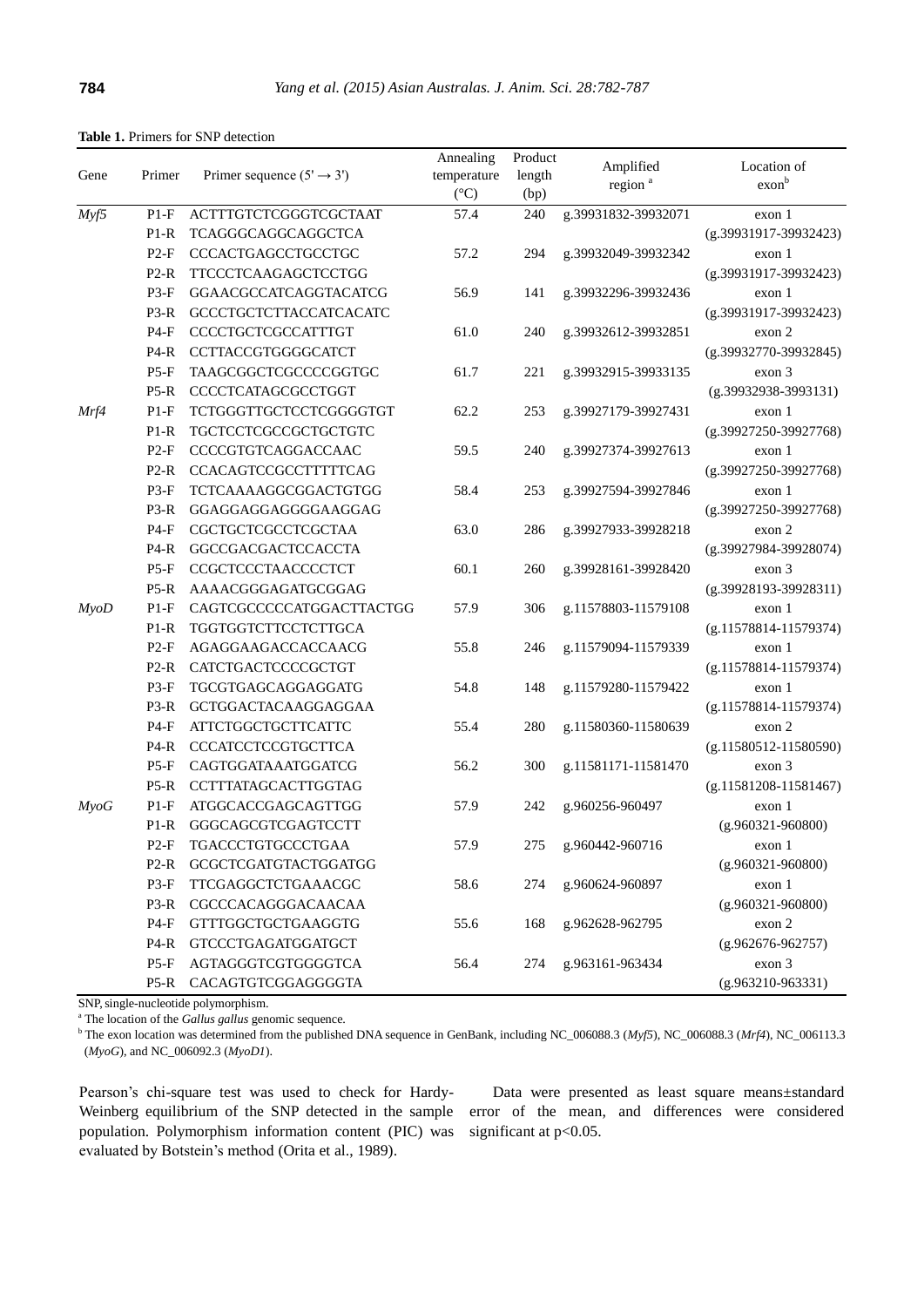**Table 1.** Primers for SNP detection

| Gene | Primer | Primer sequence (5′ → 3′) | Annealing temperature (°C) | Product length (bp) | Amplified region [a] | Location of exon[b] |
|---|---|---|---|---|---|---|
| *Myf5* | P1-F | ACTTTGTCTCGGGTCGCTAAT | 57.4 | 240 | g.39931832-39932071 | exon 1 |
| | P1-R | TCAGGGCAGGCAGGCTCA | | | | (g.39931917-39932423) |
| | P2-F | CCCACTGAGCCTGCCTGC | 57.2 | 294 | g.39932049-39932342 | exon 1 |
| | P2-R | TTCCCTCAAGAGCTCCTGG | | | | (g.39931917-39932423) |
| | P3-F | GGAACGCCATCAGGTACATCG | 56.9 | 141 | g.39932296-39932436 | exon 1 |
| | P3-R | GCCCTGCTCTTACCATCACATC | | | | (g.39931917-39932423) |
| | P4-F | CCCCTGCTCGCCATTTGT | 61.0 | 240 | g.39932612-39932851 | exon 2 |
| | P4-R | CCTTACCGTGGGGCATCT | | | | (g.39932770-39932845) |
| | P5-F | TAAGCGGCTCGCCCCGGTGC | 61.7 | 221 | g.39932915-39933135 | exon 3 |
| | P5-R | CCCCTCATAGCGCCTGGT | | | | (g.39932938-3993131) |
| *Mrf4* | P1-F | TCTGGGTTGCTCCTCGGGGTGT | 62.2 | 253 | g.39927179-39927431 | exon 1 |
| | P1-R | TGCTCCTCGCCGCTGCTGTC | | | | (g.39927250-39927768) |
| | P2-F | CCCCGTGTCAGGACCAAC | 59.5 | 240 | g.39927374-39927613 | exon 1 |
| | P2-R | CCACAGTCCGCCTTTTTCAG | | | | (g.39927250-39927768) |
| | P3-F | TCTCAAAAGGCGGACTGTGG | 58.4 | 253 | g.39927594-39927846 | exon 1 |
| | P3-R | GGAGGAGGAGGGGAAGGAG | | | | (g.39927250-39927768) |
| | P4-F | CGCTGCTCGCCTCGCTAA | 63.0 | 286 | g.39927933-39928218 | exon 2 |
| | P4-R | GGCCGACGACTCCACCTA | | | | (g.39927984-39928074) |
| | P5-F | CCGCTCCCTAACCCCTCT | 60.1 | 260 | g.39928161-39928420 | exon 3 |
| | P5-R | AAAACGGGAGATGCGGAG | | | | (g.39928193-39928311) |
| *MyoD* | P1-F | CAGTCGCCCCCATGGACTTACTGG | 57.9 | 306 | g.11578803-11579108 | exon 1 |
| | P1-R | TGGTGGTCTTCCTCTTGCA | | | | (g.11578814-11579374) |
| | P2-F | AGAGGAAGACCACCAACG | 55.8 | 246 | g.11579094-11579339 | exon 1 |
| | P2-R | CATCTGACTCCCCGCTGT | | | | (g.11578814-11579374) |
| | P3-F | TGCGTGAGCAGGAGGATG | 54.8 | 148 | g.11579280-11579422 | exon 1 |
| | P3-R | GCTGGACTACAAGGAGGAA | | | | (g.11578814-11579374) |
| | P4-F | ATTCTGGCTGCTTCATTC | 55.4 | 280 | g.11580360-11580639 | exon 2 |
| | P4-R | CCCATCCTCCGTGCTTCA | | | | (g.11580512-11580590) |
| | P5-F | CAGTGGATAAATGGATCG | 56.2 | 300 | g.11581171-11581470 | exon 3 |
| | P5-R | CCTTTATAGCACTTGGTAG | | | | (g.11581208-11581467) |
| *MyoG* | P1-F | ATGGCACCGAGCAGTTGG | 57.9 | 242 | g.960256-960497 | exon 1 |
| | P1-R | GGGCAGCGTCGAGTCCTT | | | | (g.960321-960800) |
| | P2-F | TGACCCTGTGCCCTGAA | 57.9 | 275 | g.960442-960716 | exon 1 |
| | P2-R | GCGCTCGATGTACTGGATGG | | | | (g.960321-960800) |
| | P3-F | TTCGAGGCTCTGAAACGC | 58.6 | 274 | g.960624-960897 | exon 1 |
| | P3-R | CGCCCACAGGGACAACAA | | | | (g.960321-960800) |
| | P4-F | GTTTGGCTGCTGAAGGTG | 55.6 | 168 | g.962628-962795 | exon 2 |
| | P4-R | GTCCCTGAGATGGATGCT | | | | (g.962676-962757) |
| | P5-F | AGTAGGGTCGTGGGGTCA | 56.4 | 274 | g.963161-963434 | exon 3 |
| | P5-R | CACAGTGTCGGAGGGGTA | | | | (g.963210-963331) |

SNP, single-nucleotide polymorphism.

[a] The location of the *Gallus gallus* genomic sequence.

[b] The exon location was determined from the published DNA sequence in GenBank, including NC_006088.3 (*Myf5*), NC_006088.3 (*Mrf4*), NC_006113.3 (*MyoG*), and NC_006092.3 (*MyoD1*).

Pearson's chi-square test was used to check for Hardy-Weinberg equilibrium of the SNP detected in the sample population. Polymorphism information content (PIC) was evaluated by Botstein's method (Orita et al., 1989).

Data were presented as least square means±standard error of the mean, and differences were considered significant at $p<0.05$.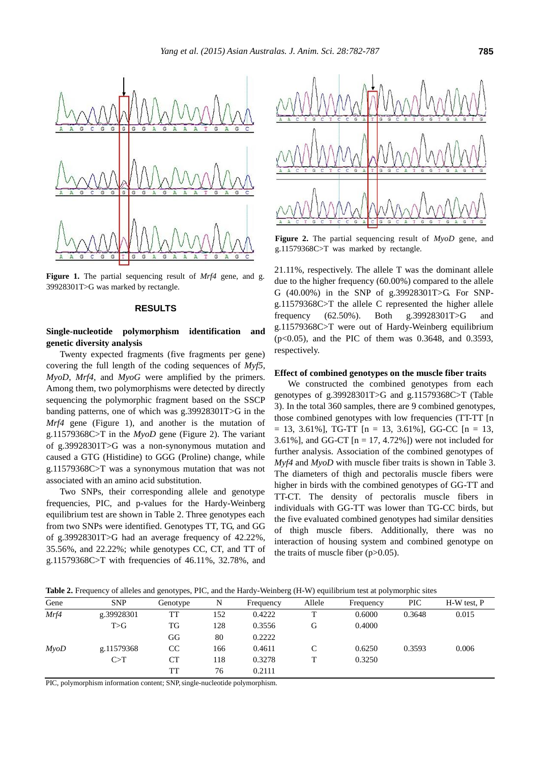**Figure 1.** The partial sequencing result of *Mrf4* gene, and g. 39928301T>G was marked by rectangle.

**Figure 2.** The partial sequencing result of *MyoD* gene, and g.11579368C>T was marked by rectangle.

## RESULTS

### Single-nucleotide polymorphism identification and genetic diversity analysis

Twenty expected fragments (five fragments per gene) covering the full length of the coding sequences of *Myf5*, *MyoD*, *Mrf4*, and *MyoG* were amplified by the primers. Among them, two polymorphisms were detected by directly sequencing the polymorphic fragment based on the SSCP banding patterns, one of which was g.39928301T>G in the *Mrf4* gene (Figure 1), and another is the mutation of g.11579368C>T in the *MyoD* gene (Figure 2). The variant of g.39928301T>G was a non-synonymous mutation and caused a GTG (Histidine) to GGG (Proline) change, while g.11579368C>T was a synonymous mutation that was not associated with an amino acid substitution.

Two SNPs, their corresponding allele and genotype frequencies, PIC, and p-values for the Hardy-Weinberg equilibrium test are shown in Table 2. Three genotypes each from two SNPs were identified. Genotypes TT, TG, and GG of g.39928301T>G had an average frequency of 42.22%, 35.56%, and 22.22%; while genotypes CC, CT, and TT of g.11579368C>T with frequencies of 46.11%, 32.78%, and 21.11%, respectively. The allele T was the dominant allele due to the higher frequency (60.00%) compared to the allele G (40.00%) in the SNP of g.39928301T>G. For SNP-g.11579368C>T the allele C represented the higher allele frequency (62.50%). Both g.39928301T>G and g.11579368C>T were out of Hardy-Weinberg equilibrium ($p<0.05$), and the PIC of them was 0.3648, and 0.3593, respectively.

### Effect of combined genotypes on the muscle fiber traits

We constructed the combined genotypes from each genotypes of g.39928301T>G and g.11579368C>T (Table 3). In the total 360 samples, there are 9 combined genotypes, those combined genotypes with low frequencies (TT-TT [n = 13, 3.61%], TG-TT [n = 13, 3.61%], GG-CC [n = 13, 3.61%], and GG-CT [n = 17, 4.72%]) were not included for further analysis. Association of the combined genotypes of *Myf4* and *MyoD* with muscle fiber traits is shown in Table 3. The diameters of thigh and pectoralis muscle fibers were higher in birds with the combined genotypes of GG-TT and TT-CT. The density of pectoralis muscle fibers in individuals with GG-TT was lower than TG-CC birds, but the five evaluated combined genotypes had similar densities of thigh muscle fibers. Additionally, there was no interaction of housing system and combined genotype on the traits of muscle fiber ($p>0.05$).

**Table 2.** Frequency of alleles and genotypes, PIC, and the Hardy-Weinberg (H-W) equilibrium test at polymorphic sites

| Gene | SNP | Genotype | N | Frequency | Allele | Frequency | PIC | H-W test, P |
|---|---|---|---|---|---|---|---|---|
| *Mrf4* | g.39928301 | TT | 152 | 0.4222 | T | 0.6000 | 0.3648 | 0.015 |
| | T>G | TG | 128 | 0.3556 | G | 0.4000 | | |
| | | GG | 80 | 0.2222 | | | | |
| *MyoD* | g.11579368 | CC | 166 | 0.4611 | C | 0.6250 | 0.3593 | 0.006 |
| | C>T | CT | 118 | 0.3278 | T | 0.3250 | | |
| | | TT | 76 | 0.2111 | | | | |

PIC, polymorphism information content; SNP, single-nucleotide polymorphism.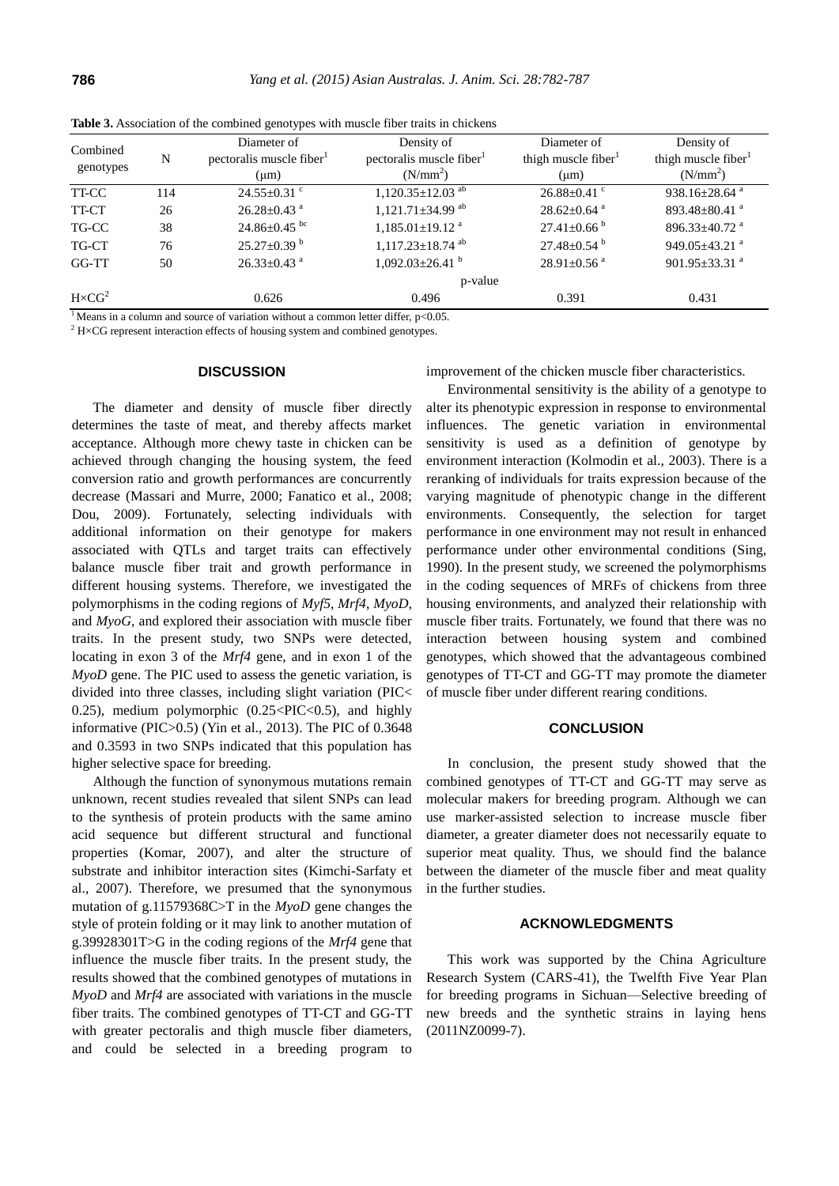**Table 3.** Association of the combined genotypes with muscle fiber traits in chickens

| Combined genotypes | N | Diameter of pectoralis muscle fiber[1] (μm) | Density of pectoralis muscle fiber[1] (N/mm$^2$) | Diameter of thigh muscle fiber[1] (μm) | Density of thigh muscle fiber[1] (N/mm$^2$) |
|---|---|---|---|---|---|
| TT-CC | 114 | 24.55±0.31 [c] | 1,120.35±12.03 [ab] | 26.88±0.41 [c] | 938.16±28.64 [a] |
| TT-CT | 26 | 26.28±0.43 [a] | 1,121.71±34.99 [ab] | 28.62±0.64 [a] | 893.48±80.41 [a] |
| TG-CC | 38 | 24.86±0.45 [bc] | 1,185.01±19.12 [a] | 27.41±0.66 [b] | 896.33±40.72 [a] |
| TG-CT | 76 | 25.27±0.39 [b] | 1,117.23±18.74 [ab] | 27.48±0.54 [b] | 949.05±43.21 [a] |
| GG-TT | 50 | 26.33±0.43 [a] | 1,092.03±26.41 [b] | 28.91±0.56 [a] | 901.95±33.31 [a] |
| | | | p-value | | |
| H×CG[2] | | 0.626 | 0.496 | 0.391 | 0.431 |

[1] Means in a column and source of variation without a common letter differ, $p<0.05$.

[2] H×CG represent interaction effects of housing system and combined genotypes.

## DISCUSSION

The diameter and density of muscle fiber directly determines the taste of meat, and thereby affects market acceptance. Although more chewy taste in chicken can be achieved through changing the housing system, the feed conversion ratio and growth performances are concurrently decrease (Massari and Murre, 2000; Fanatico et al., 2008; Dou, 2009). Fortunately, selecting individuals with additional information on their genotype for makers associated with QTLs and target traits can effectively balance muscle fiber trait and growth performance in different housing systems. Therefore, we investigated the polymorphisms in the coding regions of *Myf5*, *Mrf4*, *MyoD*, and *MyoG*, and explored their association with muscle fiber traits. In the present study, two SNPs were detected, locating in exon 3 of the *Mrf4* gene, and in exon 1 of the *MyoD* gene. The PIC used to assess the genetic variation, is divided into three classes, including slight variation (PIC< 0.25), medium polymorphic (0.25<PIC<0.5), and highly informative (PIC>0.5) (Yin et al., 2013). The PIC of 0.3648 and 0.3593 in two SNPs indicated that this population has higher selective space for breeding.

Although the function of synonymous mutations remain unknown, recent studies revealed that silent SNPs can lead to the synthesis of protein products with the same amino acid sequence but different structural and functional properties (Komar, 2007), and alter the structure of substrate and inhibitor interaction sites (Kimchi-Sarfaty et al., 2007). Therefore, we presumed that the synonymous mutation of g.11579368C>T in the *MyoD* gene changes the style of protein folding or it may link to another mutation of g.39928301T>G in the coding regions of the *Mrf4* gene that influence the muscle fiber traits. In the present study, the results showed that the combined genotypes of mutations in *MyoD* and *Mrf4* are associated with variations in the muscle fiber traits. The combined genotypes of TT-CT and GG-TT with greater pectoralis and thigh muscle fiber diameters, and could be selected in a breeding program to improvement of the chicken muscle fiber characteristics.

Environmental sensitivity is the ability of a genotype to alter its phenotypic expression in response to environmental influences. The genetic variation in environmental sensitivity is used as a definition of genotype by environment interaction (Kolmodin et al., 2003). There is a reranking of individuals for traits expression because of the varying magnitude of phenotypic change in the different environments. Consequently, the selection for target performance in one environment may not result in enhanced performance under other environmental conditions (Sing, 1990). In the present study, we screened the polymorphisms in the coding sequences of MRFs of chickens from three housing environments, and analyzed their relationship with muscle fiber traits. Fortunately, we found that there was no interaction between housing system and combined genotypes, which showed that the advantageous combined genotypes of TT-CT and GG-TT may promote the diameter of muscle fiber under different rearing conditions.

## CONCLUSION

In conclusion, the present study showed that the combined genotypes of TT-CT and GG-TT may serve as molecular makers for breeding program. Although we can use marker-assisted selection to increase muscle fiber diameter, a greater diameter does not necessarily equate to superior meat quality. Thus, we should find the balance between the diameter of the muscle fiber and meat quality in the further studies.

## ACKNOWLEDGMENTS

This work was supported by the China Agriculture Research System (CARS-41), the Twelfth Five Year Plan for breeding programs in Sichuan—Selective breeding of new breeds and the synthetic strains in laying hens (2011NZ0099-7).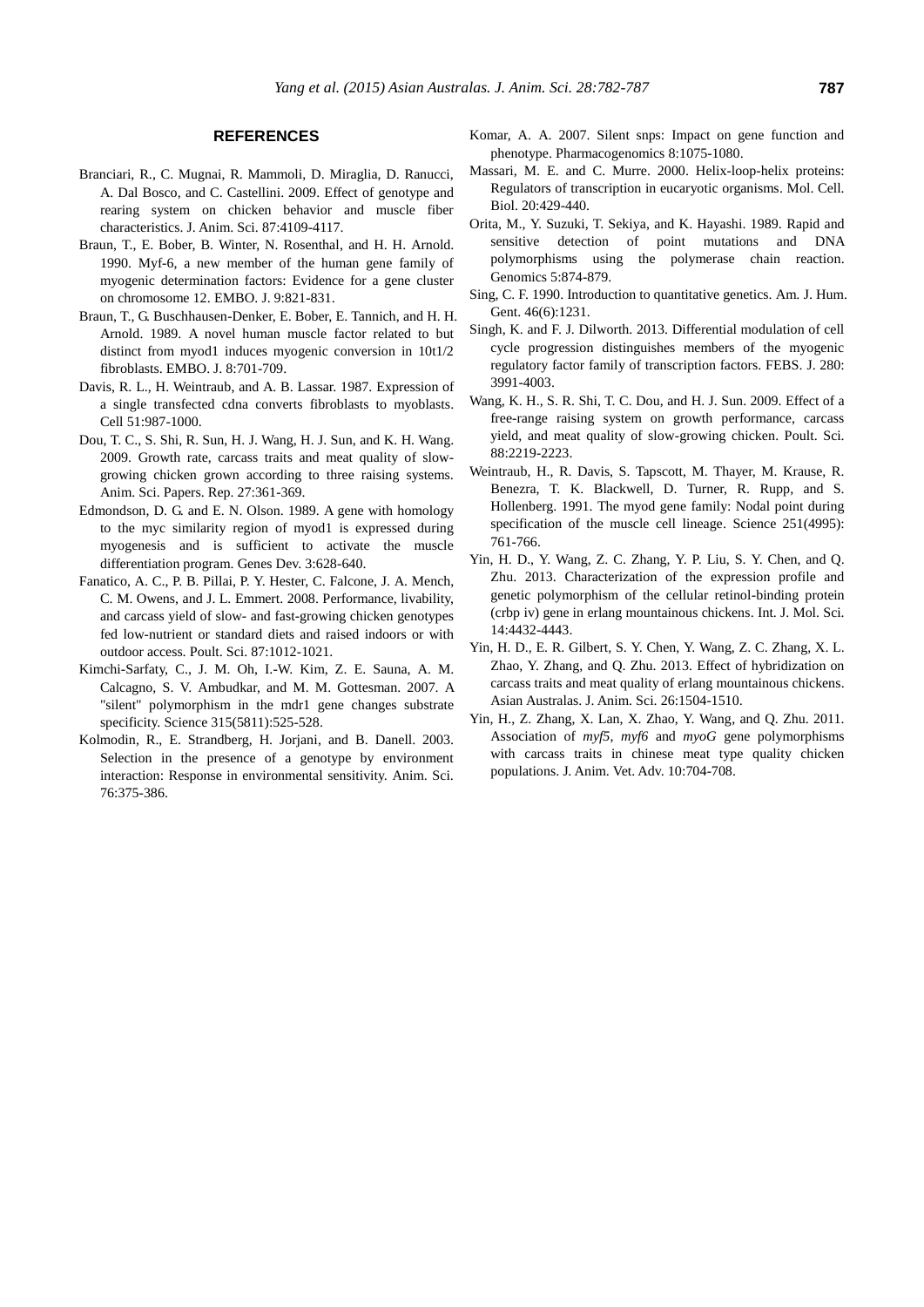## REFERENCES

Branciari, R., C. Mugnai, R. Mammoli, D. Miraglia, D. Ranucci, A. Dal Bosco, and C. Castellini. 2009. Effect of genotype and rearing system on chicken behavior and muscle fiber characteristics. J. Anim. Sci. 87:4109-4117.

Braun, T., E. Bober, B. Winter, N. Rosenthal, and H. H. Arnold. 1990. Myf-6, a new member of the human gene family of myogenic determination factors: Evidence for a gene cluster on chromosome 12. EMBO. J. 9:821-831.

Braun, T., G. Buschhausen-Denker, E. Bober, E. Tannich, and H. H. Arnold. 1989. A novel human muscle factor related to but distinct from myod1 induces myogenic conversion in 10t1/2 fibroblasts. EMBO. J. 8:701-709.

Davis, R. L., H. Weintraub, and A. B. Lassar. 1987. Expression of a single transfected cdna converts fibroblasts to myoblasts. Cell 51:987-1000.

Dou, T. C., S. Shi, R. Sun, H. J. Wang, H. J. Sun, and K. H. Wang. 2009. Growth rate, carcass traits and meat quality of slow-growing chicken grown according to three raising systems. Anim. Sci. Papers. Rep. 27:361-369.

Edmondson, D. G. and E. N. Olson. 1989. A gene with homology to the myc similarity region of myod1 is expressed during myogenesis and is sufficient to activate the muscle differentiation program. Genes Dev. 3:628-640.

Fanatico, A. C., P. B. Pillai, P. Y. Hester, C. Falcone, J. A. Mench, C. M. Owens, and J. L. Emmert. 2008. Performance, livability, and carcass yield of slow- and fast-growing chicken genotypes fed low-nutrient or standard diets and raised indoors or with outdoor access. Poult. Sci. 87:1012-1021.

Kimchi-Sarfaty, C., J. M. Oh, I.-W. Kim, Z. E. Sauna, A. M. Calcagno, S. V. Ambudkar, and M. M. Gottesman. 2007. A "silent" polymorphism in the mdr1 gene changes substrate specificity. Science 315(5811):525-528.

Kolmodin, R., E. Strandberg, H. Jorjani, and B. Danell. 2003. Selection in the presence of a genotype by environment interaction: Response in environmental sensitivity. Anim. Sci. 76:375-386.

Komar, A. A. 2007. Silent snps: Impact on gene function and phenotype. Pharmacogenomics 8:1075-1080.

Massari, M. E. and C. Murre. 2000. Helix-loop-helix proteins: Regulators of transcription in eucaryotic organisms. Mol. Cell. Biol. 20:429-440.

Orita, M., Y. Suzuki, T. Sekiya, and K. Hayashi. 1989. Rapid and sensitive detection of point mutations and DNA polymorphisms using the polymerase chain reaction. Genomics 5:874-879.

Sing, C. F. 1990. Introduction to quantitative genetics. Am. J. Hum. Gent. 46(6):1231.

Singh, K. and F. J. Dilworth. 2013. Differential modulation of cell cycle progression distinguishes members of the myogenic regulatory factor family of transcription factors. FEBS. J. 280: 3991-4003.

Wang, K. H., S. R. Shi, T. C. Dou, and H. J. Sun. 2009. Effect of a free-range raising system on growth performance, carcass yield, and meat quality of slow-growing chicken. Poult. Sci. 88:2219-2223.

Weintraub, H., R. Davis, S. Tapscott, M. Thayer, M. Krause, R. Benezra, T. K. Blackwell, D. Turner, R. Rupp, and S. Hollenberg. 1991. The myod gene family: Nodal point during specification of the muscle cell lineage. Science 251(4995): 761-766.

Yin, H. D., Y. Wang, Z. C. Zhang, Y. P. Liu, S. Y. Chen, and Q. Zhu. 2013. Characterization of the expression profile and genetic polymorphism of the cellular retinol-binding protein (crbp iv) gene in erlang mountainous chickens. Int. J. Mol. Sci. 14:4432-4443.

Yin, H. D., E. R. Gilbert, S. Y. Chen, Y. Wang, Z. C. Zhang, X. L. Zhao, Y. Zhang, and Q. Zhu. 2013. Effect of hybridization on carcass traits and meat quality of erlang mountainous chickens. Asian Australas. J. Anim. Sci. 26:1504-1510.

Yin, H., Z. Zhang, X. Lan, X. Zhao, Y. Wang, and Q. Zhu. 2011. Association of *myf5*, *myf6* and *myoG* gene polymorphisms with carcass traits in chinese meat type quality chicken populations. J. Anim. Vet. Adv. 10:704-708.